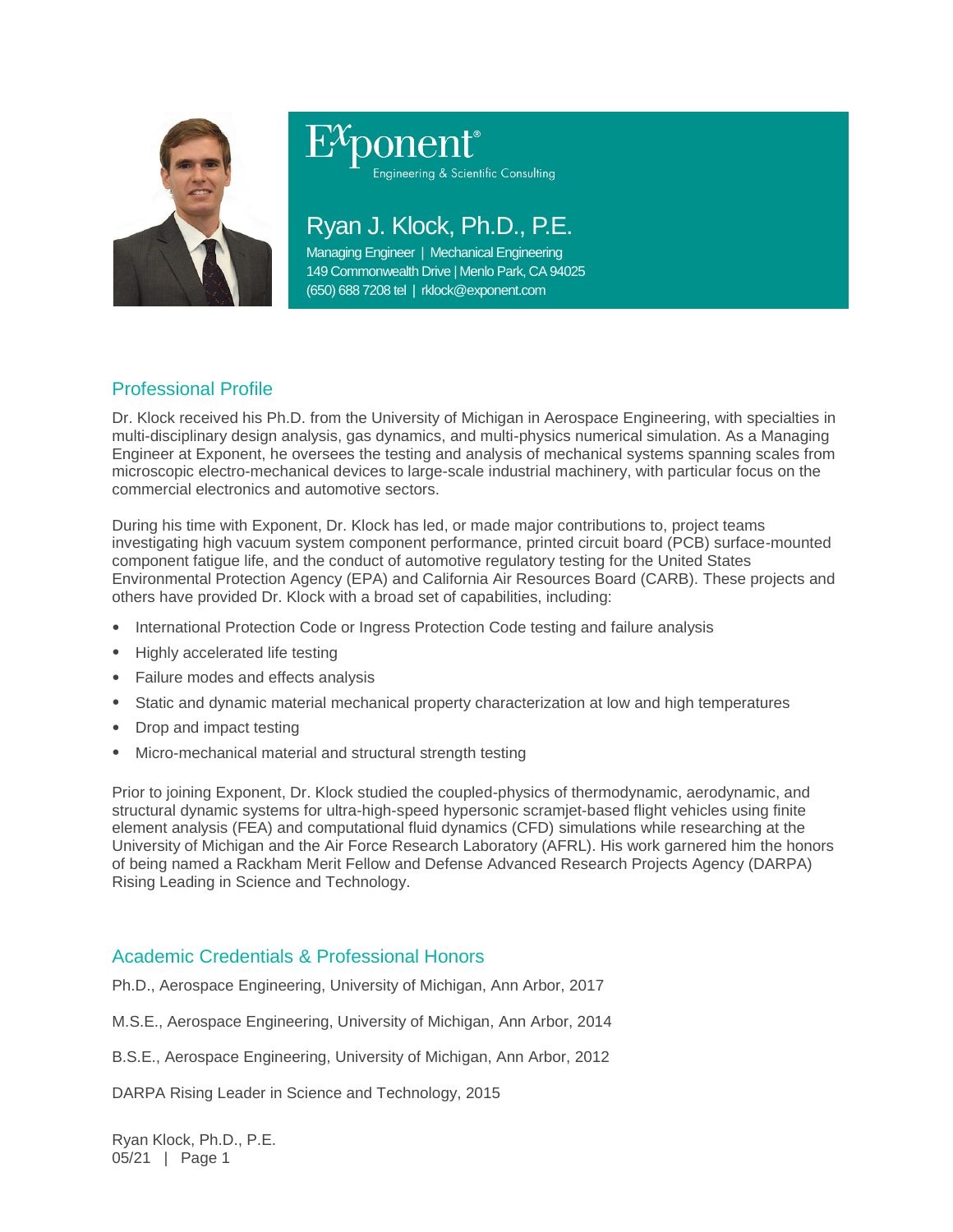Exponent®
Engineering & Scientific Consulting

# Ryan J. Klock, Ph.D., P.E.

Managing Engineer | Mechanical Engineering
149 Commonwealth Drive | Menlo Park, CA 94025
(650) 688 7208 tel | rklock@exponent.com

## Professional Profile

Dr. Klock received his Ph.D. from the University of Michigan in Aerospace Engineering, with specialties in multi-disciplinary design analysis, gas dynamics, and multi-physics numerical simulation. As a Managing Engineer at Exponent, he oversees the testing and analysis of mechanical systems spanning scales from microscopic electro-mechanical devices to large-scale industrial machinery, with particular focus on the commercial electronics and automotive sectors.

During his time with Exponent, Dr. Klock has led, or made major contributions to, project teams investigating high vacuum system component performance, printed circuit board (PCB) surface-mounted component fatigue life, and the conduct of automotive regulatory testing for the United States Environmental Protection Agency (EPA) and California Air Resources Board (CARB). These projects and others have provided Dr. Klock with a broad set of capabilities, including:

- International Protection Code or Ingress Protection Code testing and failure analysis
- Highly accelerated life testing
- Failure modes and effects analysis
- Static and dynamic material mechanical property characterization at low and high temperatures
- Drop and impact testing
- Micro-mechanical material and structural strength testing

Prior to joining Exponent, Dr. Klock studied the coupled-physics of thermodynamic, aerodynamic, and structural dynamic systems for ultra-high-speed hypersonic scramjet-based flight vehicles using finite element analysis (FEA) and computational fluid dynamics (CFD) simulations while researching at the University of Michigan and the Air Force Research Laboratory (AFRL). His work garnered him the honors of being named a Rackham Merit Fellow and Defense Advanced Research Projects Agency (DARPA) Rising Leading in Science and Technology.

## Academic Credentials & Professional Honors

Ph.D., Aerospace Engineering, University of Michigan, Ann Arbor, 2017

M.S.E., Aerospace Engineering, University of Michigan, Ann Arbor, 2014

B.S.E., Aerospace Engineering, University of Michigan, Ann Arbor, 2012

DARPA Rising Leader in Science and Technology, 2015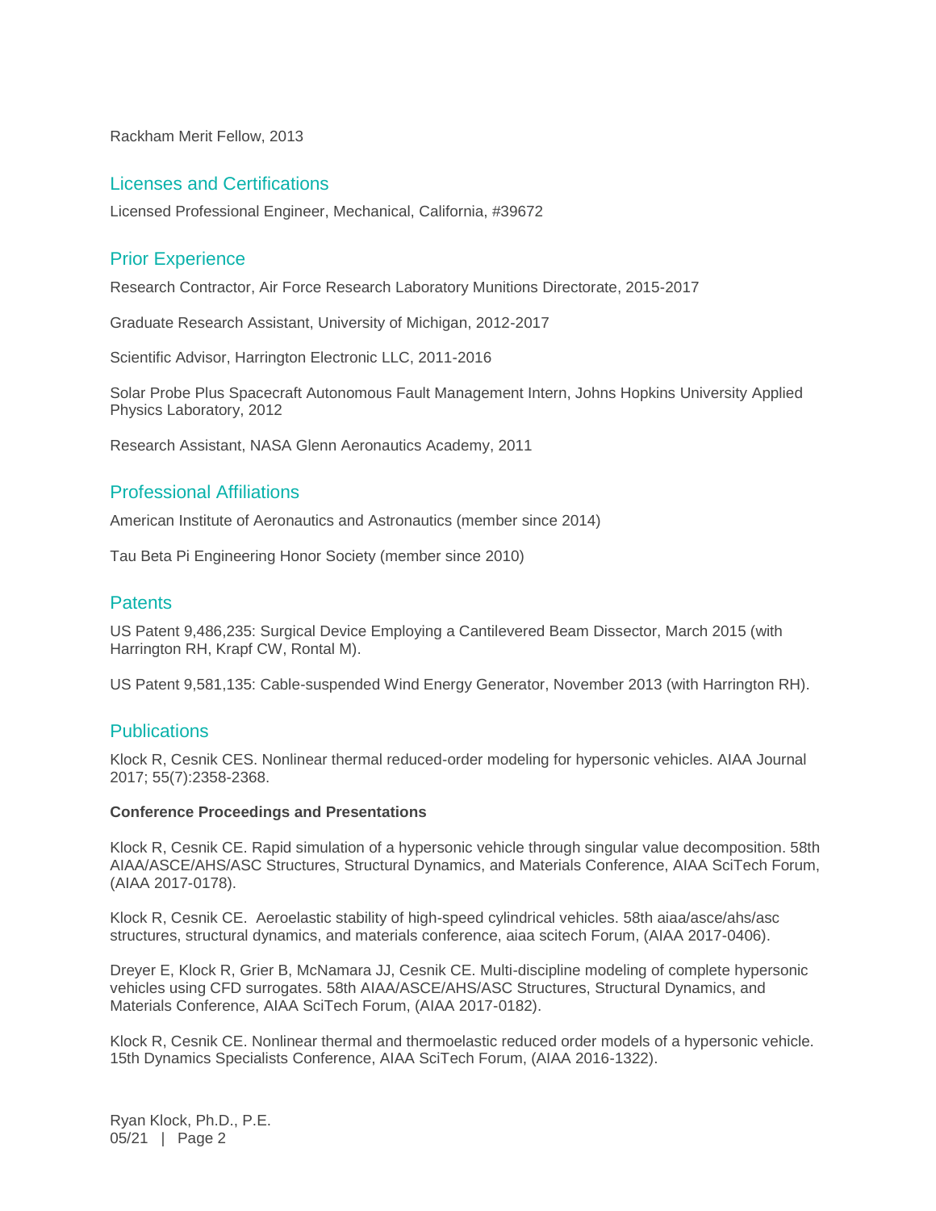Rackham Merit Fellow, 2013

## Licenses and Certifications

Licensed Professional Engineer, Mechanical, California, #39672

## Prior Experience

Research Contractor, Air Force Research Laboratory Munitions Directorate, 2015-2017

Graduate Research Assistant, University of Michigan, 2012-2017

Scientific Advisor, Harrington Electronic LLC, 2011-2016

Solar Probe Plus Spacecraft Autonomous Fault Management Intern, Johns Hopkins University Applied Physics Laboratory, 2012

Research Assistant, NASA Glenn Aeronautics Academy, 2011

## Professional Affiliations

American Institute of Aeronautics and Astronautics (member since 2014)

Tau Beta Pi Engineering Honor Society (member since 2010)

## Patents

US Patent 9,486,235: Surgical Device Employing a Cantilevered Beam Dissector, March 2015 (with Harrington RH, Krapf CW, Rontal M).

US Patent 9,581,135: Cable-suspended Wind Energy Generator, November 2013 (with Harrington RH).

## Publications

Klock R, Cesnik CES. Nonlinear thermal reduced-order modeling for hypersonic vehicles. AIAA Journal 2017; 55(7):2358-2368.

**Conference Proceedings and Presentations**

Klock R, Cesnik CE. Rapid simulation of a hypersonic vehicle through singular value decomposition. 58th AIAA/ASCE/AHS/ASC Structures, Structural Dynamics, and Materials Conference, AIAA SciTech Forum, (AIAA 2017-0178).

Klock R, Cesnik CE. Aeroelastic stability of high-speed cylindrical vehicles. 58th aiaa/asce/ahs/asc structures, structural dynamics, and materials conference, aiaa scitech Forum, (AIAA 2017-0406).

Dreyer E, Klock R, Grier B, McNamara JJ, Cesnik CE. Multi-discipline modeling of complete hypersonic vehicles using CFD surrogates. 58th AIAA/ASCE/AHS/ASC Structures, Structural Dynamics, and Materials Conference, AIAA SciTech Forum, (AIAA 2017-0182).

Klock R, Cesnik CE. Nonlinear thermal and thermoelastic reduced order models of a hypersonic vehicle. 15th Dynamics Specialists Conference, AIAA SciTech Forum, (AIAA 2016-1322).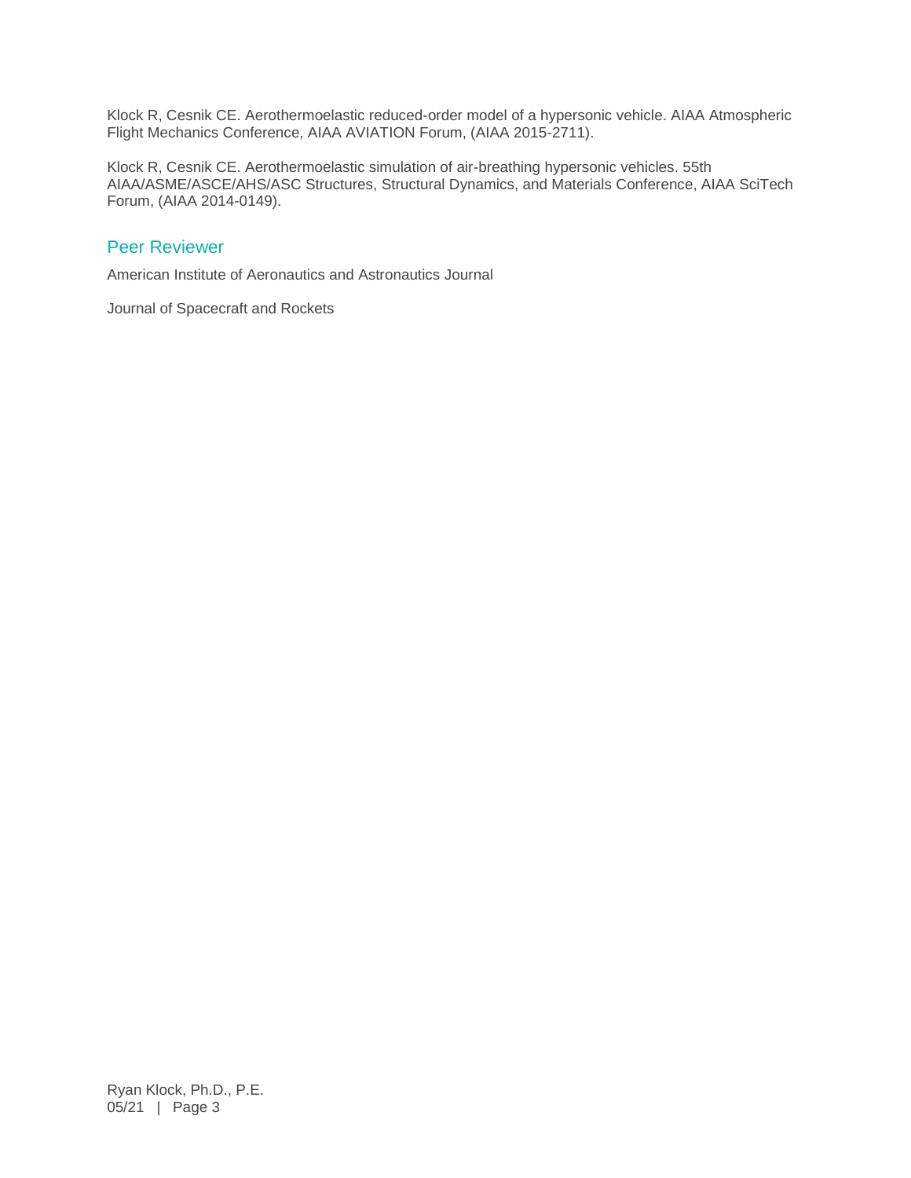Klock R, Cesnik CE. Aerothermoelastic reduced-order model of a hypersonic vehicle. AIAA Atmospheric Flight Mechanics Conference, AIAA AVIATION Forum, (AIAA 2015-2711).

Klock R, Cesnik CE. Aerothermoelastic simulation of air-breathing hypersonic vehicles. 55th AIAA/ASME/ASCE/AHS/ASC Structures, Structural Dynamics, and Materials Conference, AIAA SciTech Forum, (AIAA 2014-0149).

## Peer Reviewer

American Institute of Aeronautics and Astronautics Journal

Journal of Spacecraft and Rockets